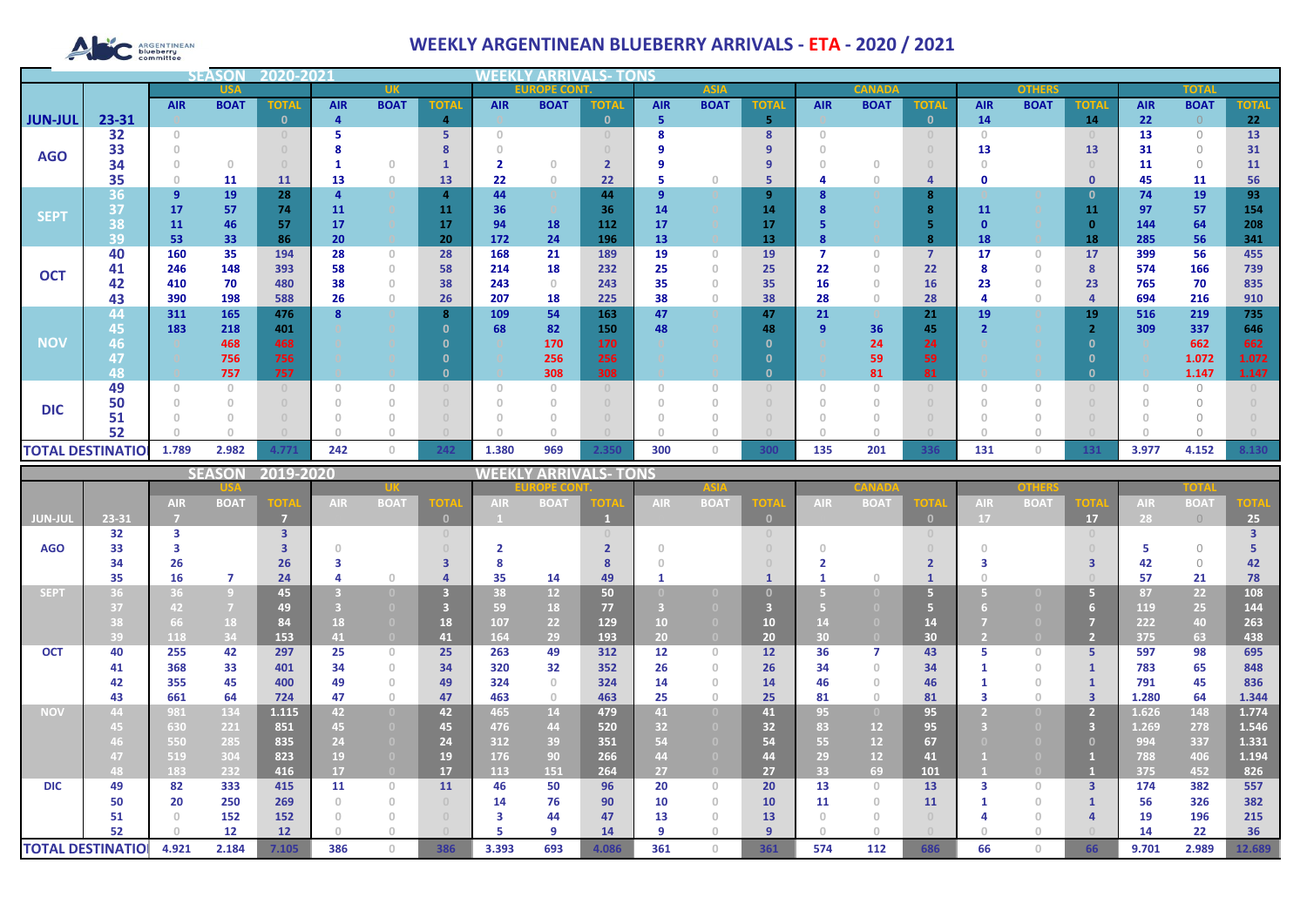# WEEKLY ARGENTINEAN BLUEBERRY ARRIVALS - ETA - 2020 / 2021

**SEASON 2020-2021 — WEEKLY ARRIVALS- TONS**

| | | USA | | | UK | | | EUROPE CONT. | | | ASIA | | | CANADA | | | OTHERS | | | TOTAL | | |
|---|---|---|---|---|---|---|---|---|---|---|---|---|---|---|---|---|---|---|---|---|---|---|
| | | AIR | BOAT | TOTAL | AIR | BOAT | TOTAL | AIR | BOAT | TOTAL | AIR | BOAT | TOTAL | AIR | BOAT | TOTAL | AIR | BOAT | TOTAL | AIR | BOAT | TOTAL |
| JUN-JUL | 23-31 | 0 | | 0 | 4 | | 4 | 0 | | 0 | 5 | | 5 | 0 | | 0 | 14 | | 14 | 22 | 0 | 22 |
| AGO | 32 | 0 | | 0 | 5 | | 5 | 0 | | 0 | 8 | | 8 | 0 | | 0 | 0 | | 0 | 13 | 0 | 13 |
| | 33 | 0 | | 0 | 8 | | 8 | 0 | | 0 | 9 | | 9 | 0 | | 0 | 13 | | 13 | 31 | 0 | 31 |
| | 34 | 0 | 0 | 0 | 1 | 0 | 1 | 2 | 0 | 2 | 9 | | 9 | 0 | 0 | 0 | 0 | | 0 | 11 | 0 | 11 |
| | 35 | 0 | 11 | 11 | 13 | 0 | 13 | 22 | 0 | 22 | 5 | 0 | 5 | 4 | 0 | 4 | 0 | | 0 | 45 | 11 | 56 |
| SEPT | 36 | 9 | 19 | 28 | 4 | | 4 | 44 | | 44 | 9 | | 9 | 8 | | 8 | | | 0 | 74 | 19 | 93 |
| | 37 | 17 | 57 | 74 | 11 | | 11 | 36 | | 36 | 14 | | 14 | 8 | | 8 | 11 | | 11 | 97 | 57 | 154 |
| | 38 | 11 | 46 | 57 | 17 | | 17 | 94 | 18 | 112 | 17 | | 17 | 5 | | 5 | 0 | | 0 | 144 | 64 | 208 |
| | 39 | 53 | 33 | 86 | 20 | | 20 | 172 | 24 | 196 | 13 | | 13 | 8 | | 8 | 18 | | 18 | 285 | 56 | 341 |
| OCT | 40 | 160 | 35 | 194 | 28 | 0 | 28 | 168 | 21 | 189 | 19 | 0 | 19 | 7 | 0 | 7 | 17 | 0 | 17 | 399 | 56 | 455 |
| | 41 | 246 | 148 | 393 | 58 | 0 | 58 | 214 | 18 | 232 | 25 | 0 | 25 | 22 | 0 | 22 | 8 | 0 | 8 | 574 | 166 | 739 |
| | 42 | 410 | 70 | 480 | 38 | 0 | 38 | 243 | 0 | 243 | 35 | 0 | 35 | 16 | 0 | 16 | 23 | 0 | 23 | 765 | 70 | 835 |
| | 43 | 390 | 198 | 588 | 26 | 0 | 26 | 207 | 18 | 225 | 38 | 0 | 38 | 28 | 0 | 28 | 4 | 0 | 4 | 694 | 216 | 910 |
| NOV | 44 | 311 | 165 | 476 | 8 | | 8 | 109 | 54 | 163 | 47 | | 47 | 21 | | 21 | 19 | | 19 | 516 | 219 | 735 |
| | 45 | 183 | 218 | 401 | | | 0 | 68 | 82 | 150 | 48 | | 48 | 9 | 36 | 45 | 2 | | 2 | 309 | 337 | 646 |
| | 46 | | 468 | 468 | | | 0 | | 170 | 170 | | | 0 | | 24 | 24 | | | 0 | | 662 | 662 |
| | 47 | | 756 | 756 | | | 0 | | 256 | 256 | | | 0 | | 59 | 59 | | | 0 | | 1.072 | 1.072 |
| | 48 | | 757 | 757 | | | 0 | | 308 | 308 | | | 0 | | 81 | 81 | | | 0 | | 1.147 | 1.147 |
| DIC | 49 | 0 | 0 | 0 | 0 | 0 | 0 | 0 | 0 | 0 | 0 | 0 | 0 | 0 | 0 | 0 | 0 | 0 | 0 | 0 | 0 | 0 |
| | 50 | 0 | 0 | 0 | 0 | 0 | 0 | 0 | 0 | 0 | 0 | 0 | 0 | 0 | 0 | 0 | 0 | 0 | 0 | 0 | 0 | 0 |
| | 51 | 0 | 0 | 0 | 0 | 0 | 0 | 0 | 0 | 0 | 0 | 0 | 0 | 0 | 0 | 0 | 0 | 0 | 0 | 0 | 0 | 0 |
| | 52 | 0 | 0 | 0 | 0 | 0 | 0 | 0 | 0 | 0 | 0 | 0 | 0 | 0 | 0 | 0 | 0 | 0 | 0 | 0 | 0 | 0 |
| TOTAL DESTINATIO | | 1.789 | 2.982 | 4.771 | 242 | 0 | 242 | 1.380 | 969 | 2.350 | 300 | 0 | 300 | 135 | 201 | 336 | 131 | 0 | 131 | 3.977 | 4.152 | 8.130 |

**SEASON 2019-2020 — WEEKLY ARRIVALS- TONS**

| | | USA | | | UK | | | EUROPE CONT. | | | ASIA | | | CANADA | | | OTHERS | | | TOTAL | | |
|---|---|---|---|---|---|---|---|---|---|---|---|---|---|---|---|---|---|---|---|---|---|---|
| | | AIR | BOAT | TOTAL | AIR | BOAT | TOTAL | AIR | BOAT | TOTAL | AIR | BOAT | TOTAL | AIR | BOAT | TOTAL | AIR | BOAT | TOTAL | AIR | BOAT | TOTAL |
| JUN-JUL | 23-31 | 7 | | 7 | | | 0 | 1 | | 1 | | | 0 | | | 0 | 17 | | 17 | 28 | 0 | 25 |
| AGO | 32 | 3 | | 3 | | | | | | 0 | | | 0 | | | 0 | | | 0 | | | 3 |
| | 33 | 3 | | 3 | 0 | | 0 | 2 | | 2 | 0 | | 0 | 0 | | 0 | 0 | | 0 | 5 | 0 | 5 |
| | 34 | 26 | | 26 | 3 | | 3 | 8 | | 8 | 0 | | 0 | 2 | | 2 | 3 | | 3 | 42 | 0 | 42 |
| | 35 | 16 | 7 | 24 | 4 | 0 | 4 | 35 | 14 | 49 | 1 | | 1 | 1 | 0 | 1 | 0 | | 0 | 57 | 21 | 78 |
| SEPT | 36 | 36 | 9 | 45 | 3 | 0 | 3 | 38 | 12 | 50 | 0 | 0 | 0 | 5 | 0 | 5 | 5 | 0 | 5 | 87 | 22 | 108 |
| | 37 | 42 | 7 | 49 | 3 | 0 | 3 | 59 | 18 | 77 | 3 | 0 | 3 | 5 | 0 | 5 | 6 | 0 | 6 | 119 | 25 | 144 |
| | 38 | 66 | 18 | 84 | 18 | 0 | 18 | 107 | 22 | 129 | 10 | 0 | 10 | 14 | 0 | 14 | 7 | 0 | 7 | 222 | 40 | 263 |
| | 39 | 118 | 34 | 153 | 41 | 0 | 41 | 164 | 29 | 193 | 20 | 0 | 20 | 30 | 0 | 30 | 2 | 0 | 2 | 375 | 63 | 438 |
| OCT | 40 | 255 | 42 | 297 | 25 | 0 | 25 | 263 | 49 | 312 | 12 | 0 | 12 | 36 | 7 | 43 | 5 | 0 | 5 | 597 | 98 | 695 |
| | 41 | 368 | 33 | 401 | 34 | 0 | 34 | 320 | 32 | 352 | 26 | 0 | 26 | 34 | 0 | 34 | 1 | 0 | 1 | 783 | 65 | 848 |
| | 42 | 355 | 45 | 400 | 49 | 0 | 49 | 324 | 0 | 324 | 14 | 0 | 14 | 46 | 0 | 46 | 1 | 0 | 1 | 791 | 45 | 836 |
| | 43 | 661 | 64 | 724 | 47 | 0 | 47 | 463 | 0 | 463 | 25 | 0 | 25 | 81 | 0 | 81 | 3 | 0 | 3 | 1.280 | 64 | 1.344 |
| NOV | 44 | 981 | 134 | 1.115 | 42 | 0 | 42 | 465 | 14 | 479 | 41 | 0 | 41 | 95 | 0 | 95 | 2 | 0 | 2 | 1.626 | 148 | 1.774 |
| | 45 | 630 | 221 | 851 | 45 | 0 | 45 | 476 | 44 | 520 | 32 | 0 | 32 | 83 | 12 | 95 | 3 | 0 | 3 | 1.269 | 278 | 1.546 |
| | 46 | 550 | 285 | 835 | 24 | 0 | 24 | 312 | 39 | 351 | 54 | 0 | 54 | 55 | 12 | 67 | 0 | 0 | 0 | 994 | 337 | 1.331 |
| | 47 | 519 | 304 | 823 | 19 | 0 | 19 | 176 | 90 | 266 | 44 | 0 | 44 | 29 | 12 | 41 | 1 | 0 | 1 | 788 | 406 | 1.194 |
| | 48 | 183 | 232 | 416 | 17 | 0 | 17 | 113 | 151 | 264 | 27 | 0 | 27 | 33 | 69 | 101 | 1 | 0 | 1 | 375 | 452 | 826 |
| DIC | 49 | 82 | 333 | 415 | 11 | 0 | 11 | 46 | 50 | 96 | 20 | 0 | 20 | 13 | 0 | 13 | 3 | 0 | 3 | 174 | 382 | 557 |
| | 50 | 20 | 250 | 269 | 0 | 0 | 0 | 14 | 76 | 90 | 10 | 0 | 10 | 11 | 0 | 11 | 1 | 0 | 1 | 56 | 326 | 382 |
| | 51 | 0 | 152 | 152 | 0 | 0 | 0 | 3 | 44 | 47 | 13 | 0 | 13 | 0 | 0 | 0 | 4 | 0 | 4 | 19 | 196 | 215 |
| | 52 | 0 | 12 | 12 | 0 | 0 | 0 | 5 | 9 | 14 | 9 | 0 | 9 | 0 | 0 | 0 | 0 | 0 | 0 | 14 | 22 | 36 |
| TOTAL DESTINATIO | | 4.921 | 2.184 | 7.105 | 386 | 0 | 386 | 3.393 | 693 | 4.086 | 361 | 0 | 361 | 574 | 112 | 686 | 66 | 0 | 66 | 9.701 | 2.989 | 12.689 |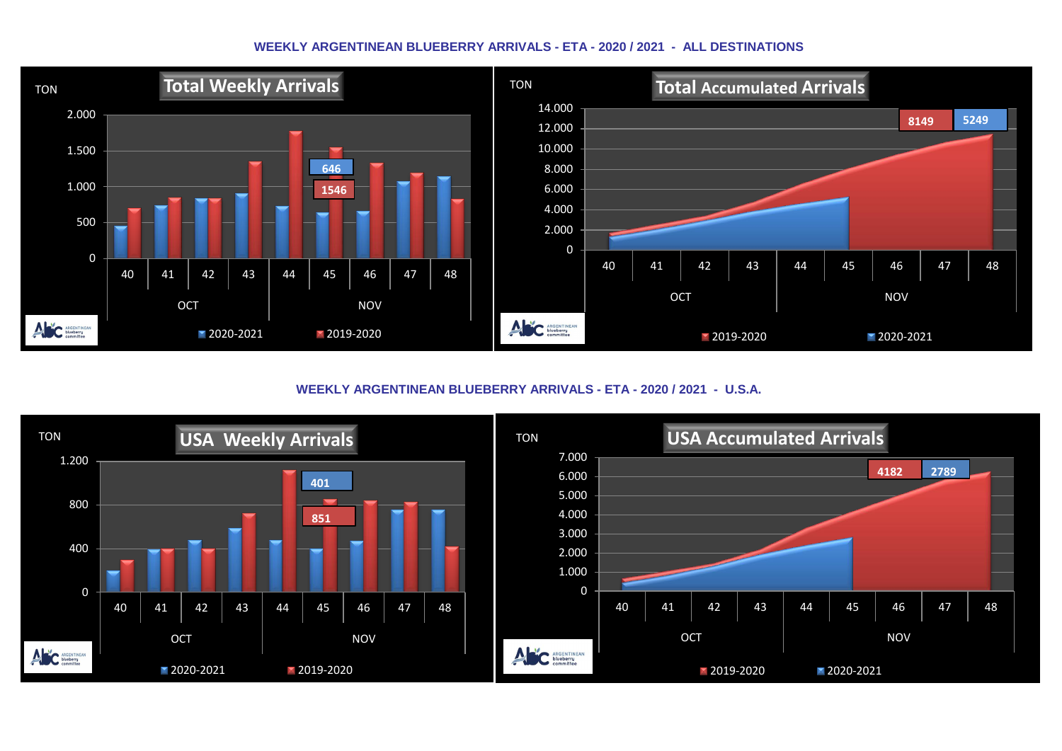## WEEKLY ARGENTINEAN BLUEBERRY ARRIVALS - ETA - 2020 / 2021 - ALL DESTINATIONS

**Total Weekly Arrivals**

TON

2.000
1.500
1.000
500
0

646
1546

40 41 42 43 44 45 46 47 48

OCT NOV

2020-2021 2019-2020

**Total Accumulated Arrivals**

TON

14.000
12.000
10.000
8.000
6.000
4.000
2.000
0

8149 5249

40 41 42 43 44 45 46 47 48

OCT NOV

2019-2020 2020-2021

## WEEKLY ARGENTINEAN BLUEBERRY ARRIVALS - ETA - 2020 / 2021 - U.S.A.

**USA Weekly Arrivals**

TON

1.200
800
400
0

401
851

40 41 42 43 44 45 46 47 48

OCT NOV

2020-2021 2019-2020

**USA Accumulated Arrivals**

TON

7.000
6.000
5.000
4.000
3.000
2.000
1.000
0

4182 2789

40 41 42 43 44 45 46 47 48

OCT NOV

2019-2020 2020-2021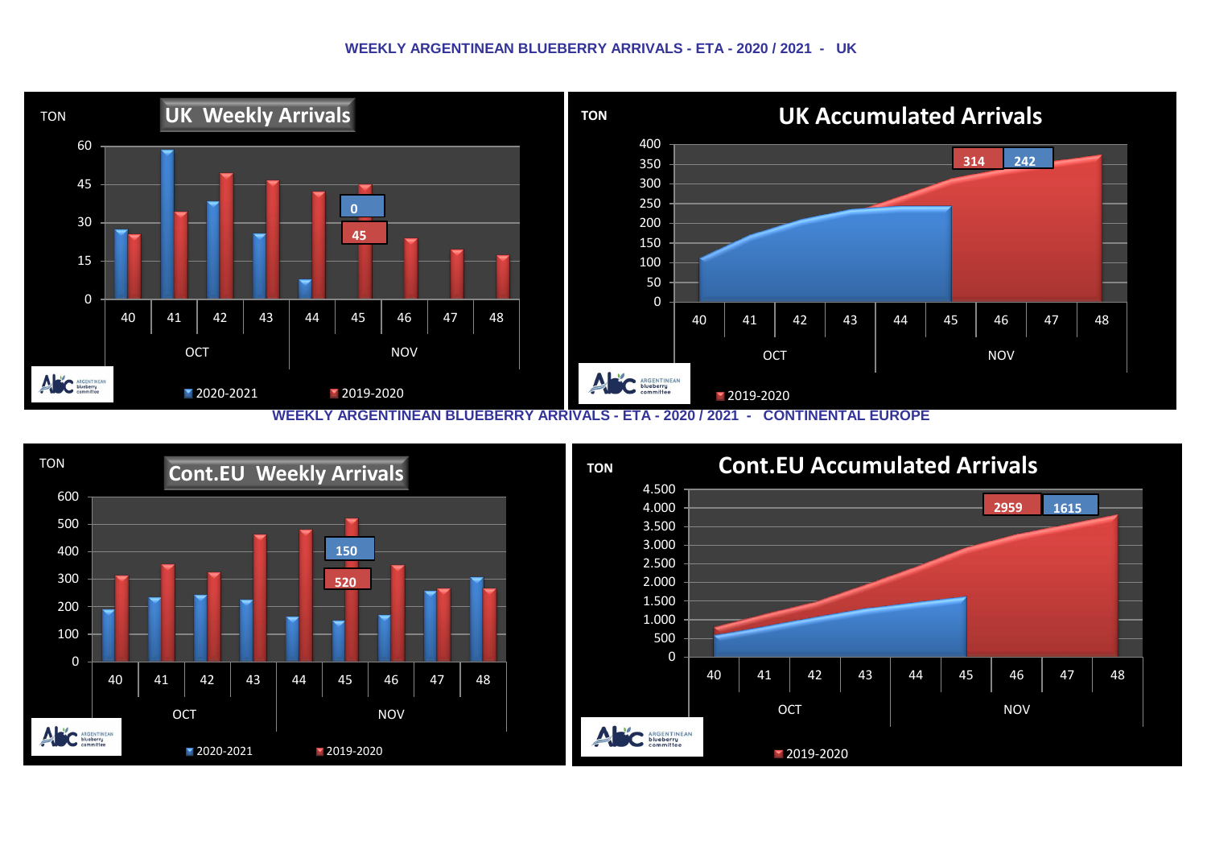## WEEKLY ARGENTINEAN BLUEBERRY ARRIVALS - ETA - 2020 / 2021 - UK

**UK Weekly Arrivals**

TON

60
45
30
15
0

40 41 42 43 44 45 46 47 48

OCT NOV

0
45

2020-2021 2019-2020

**UK Accumulated Arrivals**

TON

400
350
300
250
200
150
100
50
0

40 41 42 43 44 45 46 47 48

OCT NOV

314 242

2019-2020

## WEEKLY ARGENTINEAN BLUEBERRY ARRIVALS - ETA - 2020 / 2021 - CONTINENTAL EUROPE

**Cont.EU Weekly Arrivals**

TON

600
500
400
300
200
100
0

40 41 42 43 44 45 46 47 48

OCT NOV

150
520

2020-2021 2019-2020

**Cont.EU Accumulated Arrivals**

TON

4.500
4.000
3.500
3.000
2.500
2.000
1.500
1.000
500
0

40 41 42 43 44 45 46 47 48

OCT NOV

2959 1615

2019-2020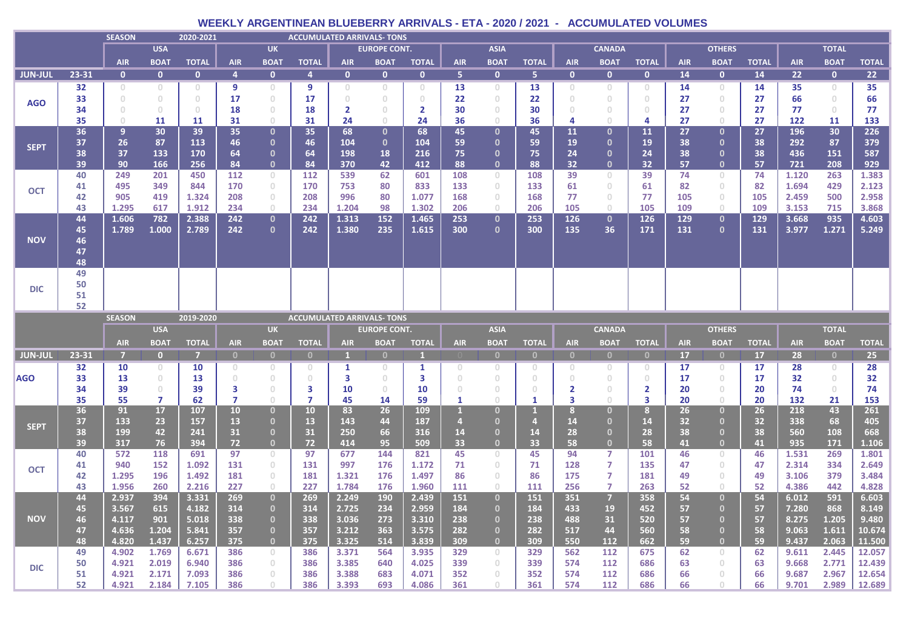# WEEKLY ARGENTINEAN BLUEBERRY ARRIVALS - ETA - 2020 / 2021 - ACCUMULATED VOLUMES

| | | SEASON | 2020-2021 | | ACCUMULATED ARRIVALS- TONS | | | | | | | | | | | | | | | | | |
|---|---|---|---|---|---|---|---|---|---|---|---|---|---|---|---|---|---|---|---|---|---|---|
| | | USA | | | UK | | | EUROPE CONT. | | | ASIA | | | CANADA | | | OTHERS | | | TOTAL | | |
| | | AIR | BOAT | TOTAL | AIR | BOAT | TOTAL | AIR | BOAT | TOTAL | AIR | BOAT | TOTAL | AIR | BOAT | TOTAL | AIR | BOAT | TOTAL | AIR | BOAT | TOTAL |
| JUN-JUL | 23-31 | 0 | 0 | 0 | 4 | 0 | 4 | 0 | 0 | 0 | 5 | 0 | 5 | 0 | 0 | 0 | 14 | 0 | 14 | 22 | 0 | 22 |
| AGO | 32 | 0 | 0 | 0 | 9 | 0 | 9 | 0 | 0 | 0 | 13 | 0 | 13 | 0 | 0 | 0 | 14 | 0 | 14 | 35 | 0 | 35 |
| | 33 | 0 | 0 | 0 | 17 | 0 | 17 | 0 | 0 | 0 | 22 | 0 | 22 | 0 | 0 | 0 | 27 | 0 | 27 | 66 | 0 | 66 |
| | 34 | 0 | 0 | 0 | 18 | 0 | 18 | 2 | 0 | 2 | 30 | 0 | 30 | 0 | 0 | 0 | 27 | 0 | 27 | 77 | 0 | 77 |
| | 35 | 0 | 11 | 11 | 31 | 0 | 31 | 24 | 0 | 24 | 36 | 0 | 36 | 4 | 0 | 4 | 27 | 0 | 27 | 122 | 11 | 133 |
| SEPT | 36 | 9 | 30 | 39 | 35 | 0 | 35 | 68 | 0 | 68 | 45 | 0 | 45 | 11 | 0 | 11 | 27 | 0 | 27 | 196 | 30 | 226 |
| | 37 | 26 | 87 | 113 | 46 | 0 | 46 | 104 | 0 | 104 | 59 | 0 | 59 | 19 | 0 | 19 | 38 | 0 | 38 | 292 | 87 | 379 |
| | 38 | 37 | 133 | 170 | 64 | 0 | 64 | 198 | 18 | 216 | 75 | 0 | 75 | 24 | 0 | 24 | 38 | 0 | 38 | 436 | 151 | 587 |
| | 39 | 90 | 166 | 256 | 84 | 0 | 84 | 370 | 42 | 412 | 88 | 0 | 88 | 32 | 0 | 32 | 57 | 0 | 57 | 721 | 208 | 929 |
| OCT | 40 | 249 | 201 | 450 | 112 | 0 | 112 | 539 | 62 | 601 | 108 | 0 | 108 | 39 | 0 | 39 | 74 | 0 | 74 | 1.120 | 263 | 1.383 |
| | 41 | 495 | 349 | 844 | 170 | 0 | 170 | 753 | 80 | 833 | 133 | 0 | 133 | 61 | 0 | 61 | 82 | 0 | 82 | 1.694 | 429 | 2.123 |
| | 42 | 905 | 419 | 1.324 | 208 | 0 | 208 | 996 | 80 | 1.077 | 168 | 0 | 168 | 77 | 0 | 77 | 105 | 0 | 105 | 2.459 | 500 | 2.958 |
| | 43 | 1.295 | 617 | 1.912 | 234 | 0 | 234 | 1.204 | 98 | 1.302 | 206 | 0 | 206 | 105 | 0 | 105 | 109 | 0 | 109 | 3.153 | 715 | 3.868 |
| NOV | 44 | 1.606 | 782 | 2.388 | 242 | 0 | 242 | 1.313 | 152 | 1.465 | 253 | 0 | 253 | 126 | 0 | 126 | 129 | 0 | 129 | 3.668 | 935 | 4.603 |
| | 45 | 1.789 | 1.000 | 2.789 | 242 | 0 | 242 | 1.380 | 235 | 1.615 | 300 | 0 | 300 | 135 | 36 | 171 | 131 | 0 | 131 | 3.977 | 1.271 | 5.249 |
| | 46 | | | | | | | | | | | | | | | | | | | | | |
| | 47 | | | | | | | | | | | | | | | | | | | | | |
| | 48 | | | | | | | | | | | | | | | | | | | | | |
| DIC | 49 | | | | | | | | | | | | | | | | | | | | | |
| | 50 | | | | | | | | | | | | | | | | | | | | | |
| | 51 | | | | | | | | | | | | | | | | | | | | | |
| | 52 | | | | | | | | | | | | | | | | | | | | | |

| | | SEASON | 2019-2020 | | ACCUMULATED ARRIVALS- TONS | | | | | | | | | | | | | | | | | |
|---|---|---|---|---|---|---|---|---|---|---|---|---|---|---|---|---|---|---|---|---|---|---|
| | | USA | | | UK | | | EUROPE CONT. | | | ASIA | | | CANADA | | | OTHERS | | | TOTAL | | |
| | | AIR | BOAT | TOTAL | AIR | BOAT | TOTAL | AIR | BOAT | TOTAL | AIR | BOAT | TOTAL | AIR | BOAT | TOTAL | AIR | BOAT | TOTAL | AIR | BOAT | TOTAL |
| JUN-JUL | 23-31 | 7 | 0 | 7 | 0 | 0 | 0 | 1 | 0 | 1 | 0 | 0 | 0 | 0 | 0 | 0 | 17 | 0 | 17 | 28 | 0 | 25 |
| AGO | 32 | 10 | 0 | 10 | 0 | 0 | 0 | 1 | 0 | 1 | 0 | 0 | 0 | 0 | 0 | 0 | 17 | 0 | 17 | 28 | 0 | 28 |
| | 33 | 13 | 0 | 13 | 0 | 0 | 0 | 3 | 0 | 3 | 0 | 0 | 0 | 0 | 0 | 0 | 17 | 0 | 17 | 32 | 0 | 32 |
| | 34 | 39 | 0 | 39 | 3 | 0 | 3 | 10 | 0 | 10 | 0 | 0 | 0 | 2 | 0 | 2 | 20 | 0 | 20 | 74 | 0 | 74 |
| | 35 | 55 | 7 | 62 | 7 | 0 | 7 | 45 | 14 | 59 | 1 | 0 | 1 | 3 | 0 | 3 | 20 | 0 | 20 | 132 | 21 | 153 |
| SEPT | 36 | 91 | 17 | 107 | 10 | 0 | 10 | 83 | 26 | 109 | 1 | 0 | 1 | 8 | 0 | 8 | 26 | 0 | 26 | 218 | 43 | 261 |
| | 37 | 133 | 23 | 157 | 13 | 0 | 13 | 143 | 44 | 187 | 4 | 0 | 4 | 14 | 0 | 14 | 32 | 0 | 32 | 338 | 68 | 405 |
| | 38 | 199 | 42 | 241 | 31 | 0 | 31 | 250 | 66 | 316 | 14 | 0 | 14 | 28 | 0 | 28 | 38 | 0 | 38 | 560 | 108 | 668 |
| | 39 | 317 | 76 | 394 | 72 | 0 | 72 | 414 | 95 | 509 | 33 | 0 | 33 | 58 | 0 | 58 | 41 | 0 | 41 | 935 | 171 | 1.106 |
| OCT | 40 | 572 | 118 | 691 | 97 | 0 | 97 | 677 | 144 | 821 | 45 | 0 | 45 | 94 | 7 | 101 | 46 | 0 | 46 | 1.531 | 269 | 1.801 |
| | 41 | 940 | 152 | 1.092 | 131 | 0 | 131 | 997 | 176 | 1.172 | 71 | 0 | 71 | 128 | 7 | 135 | 47 | 0 | 47 | 2.314 | 334 | 2.649 |
| | 42 | 1.295 | 196 | 1.492 | 181 | 0 | 181 | 1.321 | 176 | 1.497 | 86 | 0 | 86 | 175 | 7 | 181 | 49 | 0 | 49 | 3.106 | 379 | 3.484 |
| | 43 | 1.956 | 260 | 2.216 | 227 | 0 | 227 | 1.784 | 176 | 1.960 | 111 | 0 | 111 | 256 | 7 | 263 | 52 | 0 | 52 | 4.386 | 442 | 4.828 |
| NOV | 44 | 2.937 | 394 | 3.331 | 269 | 0 | 269 | 2.249 | 190 | 2.439 | 151 | 0 | 151 | 351 | 7 | 358 | 54 | 0 | 54 | 6.012 | 591 | 6.603 |
| | 45 | 3.567 | 615 | 4.182 | 314 | 0 | 314 | 2.725 | 234 | 2.959 | 184 | 0 | 184 | 433 | 19 | 452 | 57 | 0 | 57 | 7.280 | 868 | 8.149 |
| | 46 | 4.117 | 901 | 5.018 | 338 | 0 | 338 | 3.036 | 273 | 3.310 | 238 | 0 | 238 | 488 | 31 | 520 | 57 | 0 | 57 | 8.275 | 1.205 | 9.480 |
| | 47 | 4.636 | 1.204 | 5.841 | 357 | 0 | 357 | 3.212 | 363 | 3.575 | 282 | 0 | 282 | 517 | 44 | 560 | 58 | 0 | 58 | 9.063 | 1.611 | 10.674 |
| | 48 | 4.820 | 1.437 | 6.257 | 375 | 0 | 375 | 3.325 | 514 | 3.839 | 309 | 0 | 309 | 550 | 112 | 662 | 59 | 0 | 59 | 9.437 | 2.063 | 11.500 |
| DIC | 49 | 4.902 | 1.769 | 6.671 | 386 | 0 | 386 | 3.371 | 564 | 3.935 | 329 | 0 | 329 | 562 | 112 | 675 | 62 | 0 | 62 | 9.611 | 2.445 | 12.057 |
| | 50 | 4.921 | 2.019 | 6.940 | 386 | 0 | 386 | 3.385 | 640 | 4.025 | 339 | 0 | 339 | 574 | 112 | 686 | 63 | 0 | 63 | 9.668 | 2.771 | 12.439 |
| | 51 | 4.921 | 2.171 | 7.093 | 386 | 0 | 386 | 3.388 | 683 | 4.071 | 352 | 0 | 352 | 574 | 112 | 686 | 66 | 0 | 66 | 9.687 | 2.967 | 12.654 |
| | 52 | 4.921 | 2.184 | 7.105 | 386 | 0 | 386 | 3.393 | 693 | 4.086 | 361 | 0 | 361 | 574 | 112 | 686 | 66 | 0 | 66 | 9.701 | 2.989 | 12.689 |